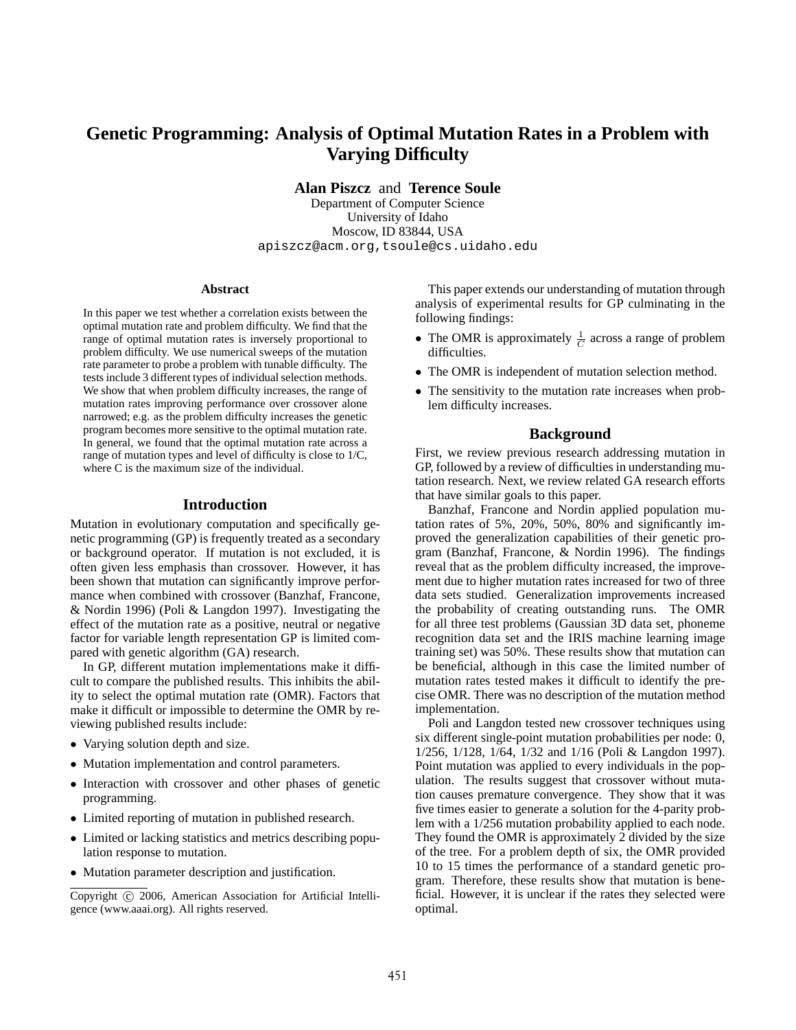# Genetic Programming: Analysis of Optimal Mutation Rates in a Problem with Varying Difficulty

**Alan Piszcz** and **Terence Soule**
Department of Computer Science
University of Idaho
Moscow, ID 83844, USA
apiszcz@acm.org,tsoule@cs.uidaho.edu

### Abstract

In this paper we test whether a correlation exists between the optimal mutation rate and problem difficulty. We find that the range of optimal mutation rates is inversely proportional to problem difficulty. We use numerical sweeps of the mutation rate parameter to probe a problem with tunable difficulty. The tests include 3 different types of individual selection methods. We show that when problem difficulty increases, the range of mutation rates improving performance over crossover alone narrowed; e.g. as the problem difficulty increases the genetic program becomes more sensitive to the optimal mutation rate. In general, we found that the optimal mutation rate across a range of mutation types and level of difficulty is close to 1/C, where C is the maximum size of the individual.

## Introduction

Mutation in evolutionary computation and specifically genetic programming (GP) is frequently treated as a secondary or background operator. If mutation is not excluded, it is often given less emphasis than crossover. However, it has been shown that mutation can significantly improve performance when combined with crossover (Banzhaf, Francone, & Nordin 1996) (Poli & Langdon 1997). Investigating the effect of the mutation rate as a positive, neutral or negative factor for variable length representation GP is limited compared with genetic algorithm (GA) research.

In GP, different mutation implementations make it difficult to compare the published results. This inhibits the ability to select the optimal mutation rate (OMR). Factors that make it difficult or impossible to determine the OMR by reviewing published results include:

- Varying solution depth and size.
- Mutation implementation and control parameters.
- Interaction with crossover and other phases of genetic programming.
- Limited reporting of mutation in published research.
- Limited or lacking statistics and metrics describing population response to mutation.
- Mutation parameter description and justification.

Copyright © 2006, American Association for Artificial Intelligence (www.aaai.org). All rights reserved.

This paper extends our understanding of mutation through analysis of experimental results for GP culminating in the following findings:

- The OMR is approximately $\frac{1}{C}$ across a range of problem difficulties.
- The OMR is independent of mutation selection method.
- The sensitivity to the mutation rate increases when problem difficulty increases.

## Background

First, we review previous research addressing mutation in GP, followed by a review of difficulties in understanding mutation research. Next, we review related GA research efforts that have similar goals to this paper.

Banzhaf, Francone and Nordin applied population mutation rates of 5%, 20%, 50%, 80% and significantly improved the generalization capabilities of their genetic program (Banzhaf, Francone, & Nordin 1996). The findings reveal that as the problem difficulty increased, the improvement due to higher mutation rates increased for two of three data sets studied. Generalization improvements increased the probability of creating outstanding runs. The OMR for all three test problems (Gaussian 3D data set, phoneme recognition data set and the IRIS machine learning image training set) was 50%. These results show that mutation can be beneficial, although in this case the limited number of mutation rates tested makes it difficult to identify the precise OMR. There was no description of the mutation method implementation.

Poli and Langdon tested new crossover techniques using six different single-point mutation probabilities per node: 0, 1/256, 1/128, 1/64, 1/32 and 1/16 (Poli & Langdon 1997). Point mutation was applied to every individuals in the population. The results suggest that crossover without mutation causes premature convergence. They show that it was five times easier to generate a solution for the 4-parity problem with a 1/256 mutation probability applied to each node. They found the OMR is approximately 2 divided by the size of the tree. For a problem depth of six, the OMR provided 10 to 15 times the performance of a standard genetic program. Therefore, these results show that mutation is beneficial. However, it is unclear if the rates they selected were optimal.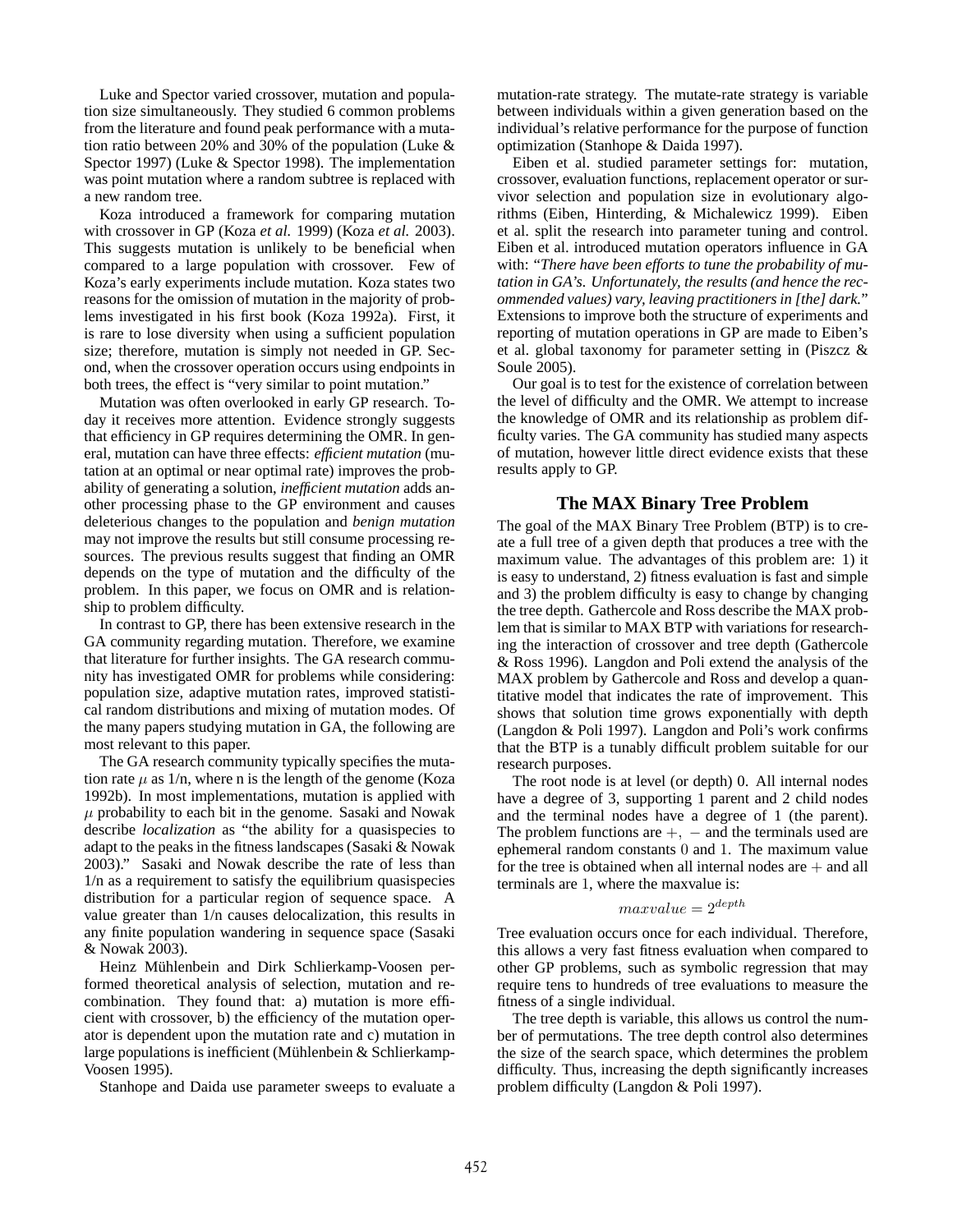Luke and Spector varied crossover, mutation and population size simultaneously. They studied 6 common problems from the literature and found peak performance with a mutation ratio between 20% and 30% of the population (Luke & Spector 1997) (Luke & Spector 1998). The implementation was point mutation where a random subtree is replaced with a new random tree.

Koza introduced a framework for comparing mutation with crossover in GP (Koza *et al.* 1999) (Koza *et al.* 2003). This suggests mutation is unlikely to be beneficial when compared to a large population with crossover. Few of Koza's early experiments include mutation. Koza states two reasons for the omission of mutation in the majority of problems investigated in his first book (Koza 1992a). First, it is rare to lose diversity when using a sufficient population size; therefore, mutation is simply not needed in GP. Second, when the crossover operation occurs using endpoints in both trees, the effect is "very similar to point mutation."

Mutation was often overlooked in early GP research. Today it receives more attention. Evidence strongly suggests that efficiency in GP requires determining the OMR. In general, mutation can have three effects: *efficient mutation* (mutation at an optimal or near optimal rate) improves the probability of generating a solution, *inefficient mutation* adds another processing phase to the GP environment and causes deleterious changes to the population and *benign mutation* may not improve the results but still consume processing resources. The previous results suggest that finding an OMR depends on the type of mutation and the difficulty of the problem. In this paper, we focus on OMR and is relationship to problem difficulty.

In contrast to GP, there has been extensive research in the GA community regarding mutation. Therefore, we examine that literature for further insights. The GA research community has investigated OMR for problems while considering: population size, adaptive mutation rates, improved statistical random distributions and mixing of mutation modes. Of the many papers studying mutation in GA, the following are most relevant to this paper.

The GA research community typically specifies the mutation rate $\mu$ as 1/n, where n is the length of the genome (Koza 1992b). In most implementations, mutation is applied with $\mu$ probability to each bit in the genome. Sasaki and Nowak describe *localization* as "the ability for a quasispecies to adapt to the peaks in the fitness landscapes (Sasaki & Nowak 2003)." Sasaki and Nowak describe the rate of less than 1/n as a requirement to satisfy the equilibrium quasispecies distribution for a particular region of sequence space. A value greater than 1/n causes delocalization, this results in any finite population wandering in sequence space (Sasaki & Nowak 2003).

Heinz Mühlenbein and Dirk Schlierkamp-Voosen performed theoretical analysis of selection, mutation and recombination. They found that: a) mutation is more efficient with crossover, b) the efficiency of the mutation operator is dependent upon the mutation rate and c) mutation in large populations is inefficient (Mühlenbein & Schlierkamp-Voosen 1995).

Stanhope and Daida use parameter sweeps to evaluate a mutation-rate strategy. The mutate-rate strategy is variable between individuals within a given generation based on the individual's relative performance for the purpose of function optimization (Stanhope & Daida 1997).

Eiben et al. studied parameter settings for: mutation, crossover, evaluation functions, replacement operator or survivor selection and population size in evolutionary algorithms (Eiben, Hinterding, & Michalewicz 1999). Eiben et al. split the research into parameter tuning and control. Eiben et al. introduced mutation operators influence in GA with: "*There have been efforts to tune the probability of mutation in GA's. Unfortunately, the results (and hence the recommended values) vary, leaving practitioners in [the] dark.*" Extensions to improve both the structure of experiments and reporting of mutation operations in GP are made to Eiben's et al. global taxonomy for parameter setting in (Piszcz & Soule 2005).

Our goal is to test for the existence of correlation between the level of difficulty of OMR and the OMR. We attempt to increase the knowledge of OMR and its relationship as problem difficulty varies. The GA community has studied many aspects of mutation, however little direct evidence exists that these results apply to GP.

## The MAX Binary Tree Problem

The goal of the MAX Binary Tree Problem (BTP) is to create a full tree of a given depth that produces a tree with the maximum value. The advantages of this problem are: 1) it is easy to understand, 2) fitness evaluation is fast and simple and 3) the problem difficulty is easy to change by changing the tree depth. Gathercole and Ross describe the MAX problem that is similar to MAX BTP with variations for researching the interaction of crossover and tree depth (Gathercole & Ross 1996). Langdon and Poli extend the analysis of the MAX problem by Gathercole and Ross and develop a quantitative model that indicates the rate of improvement. This shows that solution time grows exponentially with depth (Langdon & Poli 1997). Langdon and Poli's work confirms that the BTP is a tunably difficult problem suitable for our research purposes.

The root node is at level (or depth) 0. All internal nodes have a degree of 3, supporting 1 parent and 2 child nodes and the terminal nodes have a degree of 1 (the parent). The problem functions are $+$, $-$ and the terminals used are ephemeral random constants $0$ and $1$. The maximum value for the tree is obtained when all internal nodes are $+$ and all terminals are $1$, where the maxvalue is:

$$maxvalue = 2^{depth}$$

Tree evaluation occurs once for each individual. Therefore, this allows a very fast fitness evaluation when compared to other GP problems, such as symbolic regression that may require tens to hundreds of tree evaluations to measure the fitness of a single individual.

The tree depth is variable, this allows us control the number of permutations. The tree depth control also determines the size of the search space, which determines the problem difficulty. Thus, increasing the depth significantly increases problem difficulty (Langdon & Poli 1997).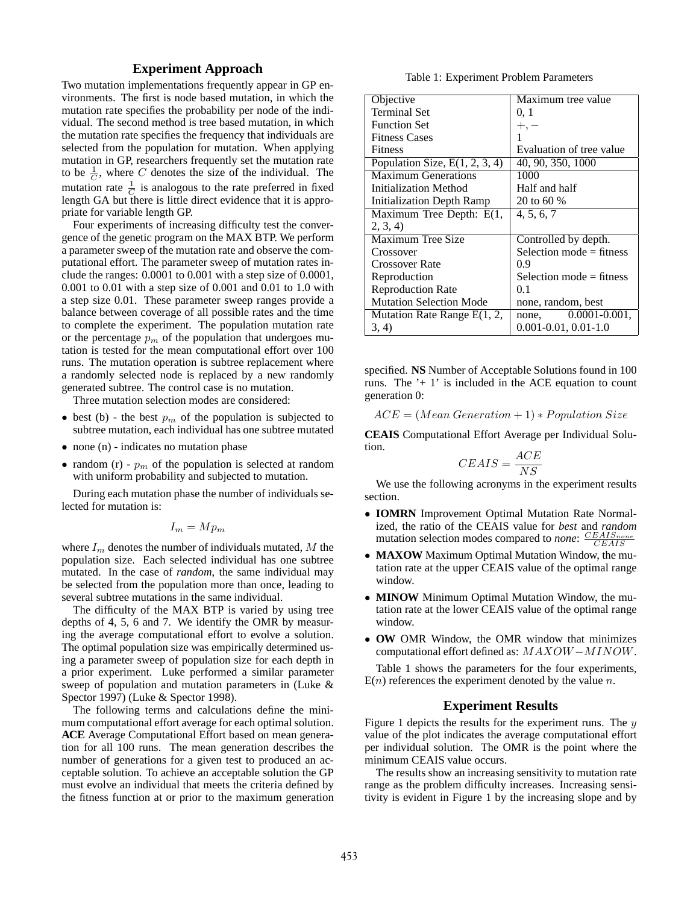## Experiment Approach

Two mutation implementations frequently appear in GP environments. The first is node based mutation, in which the mutation rate specifies the probability per node of the individual. The second method is tree based mutation, in which the mutation rate specifies the frequency that individuals are selected from the population for mutation. When applying mutation in GP, researchers frequently set the mutation rate to be $\frac{1}{C}$, where $C$ denotes the size of the individual. The mutation rate $\frac{1}{C}$ is analogous to the rate preferred in fixed length GA but there is little direct evidence that it is appropriate for variable length GP.

Four experiments of increasing difficulty test the convergence of the genetic program on the MAX BTP. We perform a parameter sweep of the mutation rate and observe the computational effort. The parameter sweep of mutation rates include the ranges: 0.0001 to 0.001 with a step size of 0.0001, 0.001 to 0.01 with a step size of 0.001 and 0.01 to 1.0 with a step size 0.01. These parameter sweep ranges provide a balance between coverage of all possible rates and the time to complete the experiment. The population mutation rate or the percentage $p_m$ of the population that undergoes mutation is tested for the mean computational effort over 100 runs. The mutation operation is subtree replacement where a randomly selected node is replaced by a new randomly generated subtree. The control case is no mutation.

Three mutation selection modes are considered:

- best (b) - the best $p_m$ of the population is subjected to subtree mutation, each individual has one subtree mutated
- none (n) - indicates no mutation phase
- random (r) - $p_m$ of the population is selected at random with uniform probability and subjected to mutation.

During each mutation phase the number of individuals selected for mutation is:

$$I_m = M p_m$$

where $I_m$ denotes the number of individuals mutated, $M$ the population size. Each selected individual has one subtree mutated. In the case of *random*, the same individual may be selected from the population more than once, leading to several subtree mutations in the same individual.

The difficulty of the MAX BTP is varied by using tree depths of 4, 5, 6 and 7. We identify the OMR by measuring the average computational effort to evolve a solution. The optimal population size was empirically determined using a parameter sweep of population size for each depth in a prior experiment. Luke performed a similar parameter sweep of population and mutation parameters in (Luke & Spector 1997) (Luke & Spector 1998).

The following terms and calculations define the minimum computational effort average for each optimal solution.

**ACE** Average Computational Effort based on mean generation for all 100 runs. The mean generation describes the number of generations for a given test to produced an acceptable solution. To achieve an acceptable solution the GP must evolve an individual that meets the criteria defined by the fitness function at or prior to the maximum generation specified. **NS** Number of Acceptable Solutions found in 100 runs. The '+ 1' is included in the ACE equation to count generation 0:

$$ACE = (Mean\ Generation + 1) * Population\ Size$$

**CEAIS** Computational Effort Average per Individual Solution.

$$CEAIS = \frac{ACE}{NS}$$

We use the following acronyms in the experiment results section.

- **IOMRN** Improvement Optimal Mutation Rate Normalized, the ratio of the CEAIS value for *best* and *random* mutation selection modes compared to *none*: $\frac{CEAIS_{none}}{CEAIS}$
- **MAXOW** Maximum Optimal Mutation Window, the mutation rate at the upper CEAIS value of the optimal range window.
- **MINOW** Minimum Optimal Mutation Window, the mutation rate at the lower CEAIS value of the optimal range window.
- **OW** OMR Window, the OMR window that minimizes computational effort defined as: $MAXOW - MINOW$.

Table 1 shows the parameters for the four experiments, E($n$) references the experiment denoted by the value $n$.

Table 1: Experiment Problem Parameters

| Parameter | Value |
|---|---|
| Objective | Maximum tree value |
| Terminal Set | 0, 1 |
| Function Set | $+, -$ |
| Fitness Cases | 1 |
| Fitness | Evaluation of tree value |
| Population Size, E(1, 2, 3, 4) | 40, 90, 350, 1000 |
| Maximum Generations | 1000 |
| Initialization Method | Half and half |
| Initialization Depth Ramp | 20 to 60 % |
| Maximum Tree Depth: E(1, 2, 3, 4) | 4, 5, 6, 7 |
| Maximum Tree Size | Controlled by depth. |
| Crossover | Selection mode = fitness |
| Crossover Rate | 0.9 |
| Reproduction | Selection mode = fitness |
| Reproduction Rate | 0.1 |
| Mutation Selection Mode | none, random, best |
| Mutation Rate Range E(1, 2, 3, 4) | none, 0.0001-0.001, 0.001-0.01, 0.01-1.0 |

## Experiment Results

Figure 1 depicts the results for the experiment runs. The $y$ value of the plot indicates the average computational effort per individual solution. The OMR is the point where the minimum CEAIS value occurs.

The results show an increasing sensitivity to mutation rate range as the problem difficulty increases. Increasing sensitivity is evident in Figure 1 by the increasing slope and by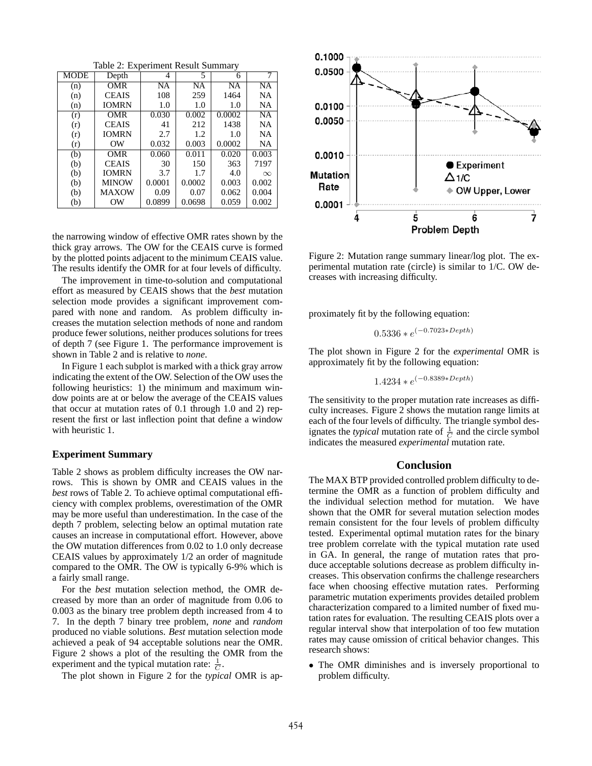Table 2: Experiment Result Summary

| MODE | Depth | 4 | 5 | 6 | 7 |
|---|---|---|---|---|---|
| (n) | OMR | NA | NA | NA | NA |
| (n) | CEAIS | 108 | 259 | 1464 | NA |
| (n) | IOMRN | 1.0 | 1.0 | 1.0 | NA |
| (r) | OMR | 0.030 | 0.002 | 0.0002 | NA |
| (r) | CEAIS | 41 | 212 | 1438 | NA |
| (r) | IOMRN | 2.7 | 1.2 | 1.0 | NA |
| (r) | OW | 0.032 | 0.003 | 0.0002 | NA |
| (b) | OMR | 0.060 | 0.011 | 0.020 | 0.003 |
| (b) | CEAIS | 30 | 150 | 363 | 7197 |
| (b) | IOMRN | 3.7 | 1.7 | 4.0 | $\infty$ |
| (b) | MINOW | 0.0001 | 0.0002 | 0.003 | 0.002 |
| (b) | MAXOW | 0.09 | 0.07 | 0.062 | 0.004 |
| (b) | OW | 0.0899 | 0.0698 | 0.059 | 0.002 |

the narrowing window of effective OMR rates shown by the thick gray arrows. The OW for the CEAIS curve is formed by the plotted points adjacent to the minimum CEAIS value. The results identify the OMR for at four levels of difficulty.

The improvement in time-to-solution and computational effort as measured by CEAIS shows that the *best* mutation selection mode provides a significant improvement compared with none and random. As problem difficulty increases the mutation selection methods of none and random produce fewer solutions, neither produces solutions for trees of depth 7 (see Figure 1. The performance improvement is shown in Table 2 and is relative to *none*.

In Figure 1 each subplot is marked with a thick gray arrow indicating the extent of the OW. Selection of the OW uses the following heuristics: 1) the minimum and maximum window points are at or below the average of the CEAIS values that occur at mutation rates of 0.1 through 1.0 and 2) represent the first or last inflection point that define a window with heuristic 1.

### Experiment Summary

Table 2 shows as problem difficulty increases the OW narrows. This is shown by OMR and CEAIS values in the *best* rows of Table 2. To achieve optimal computational efficiency with complex problems, overestimation of the OMR may be more useful than underestimation. In the case of the depth 7 problem, selecting below an optimal mutation rate causes an increase in computational effort. However, above the OW mutation differences from 0.02 to 1.0 only decrease CEAIS values by approximately 1/2 an order of magnitude compared to the OMR. The OW is typically 6-9% which is a fairly small range.

For the *best* mutation selection method, the OMR decreased by more than an order of magnitude from 0.06 to 0.003 as the binary tree problem depth increased from 4 to 7. In the depth 7 binary tree problem, *none* and *random* produced no viable solutions. *Best* mutation selection mode achieved a peak of 94 acceptable solutions near the OMR. Figure 2 shows a plot of the resulting the OMR from the experiment and the typical mutation rate: $\frac{1}{C}$.

The plot shown in Figure 2 for the *typical* OMR is approximately fit by the following equation:

$$0.5336 * e^{(-0.7023*Depth)}$$

The plot shown in Figure 2 for the *experimental* OMR is approximately fit by the following equation:

$$1.4234 * e^{(-0.8389*Depth)}$$

The sensitivity to the proper mutation rate increases as difficulty increases. Figure 2 shows the mutation range limits at each of the four levels of difficulty. The triangle symbol designates the *typical* mutation rate of $\frac{1}{C}$ and the circle symbol indicates the measured *experimental* mutation rate.

Figure 2: Mutation range summary linear/log plot. The experimental mutation rate (circle) is similar to 1/C. OW decreases with increasing difficulty.

## Conclusion

The MAX BTP provided controlled problem difficulty to determine the OMR as a function of problem difficulty and the individual selection method for mutation. We have shown that the OMR for several mutation selection modes remain consistent for the four levels of problem difficulty tested. Experimental optimal mutation rates for the binary tree problem correlate with the typical mutation rate used in GA. In general, the range of mutation rates that produce acceptable solutions decrease as problem difficulty increases. This observation confirms the challenge researchers face when choosing effective mutation rates. Performing parametric mutation experiments provides detailed problem characterization compared to a limited number of fixed mutation rates for evaluation. The resulting CEAIS plots over a regular interval show that interpolation of too few mutation rates may cause omission of critical behavior changes. This research shows:

- The OMR diminishes and is inversely proportional to problem difficulty.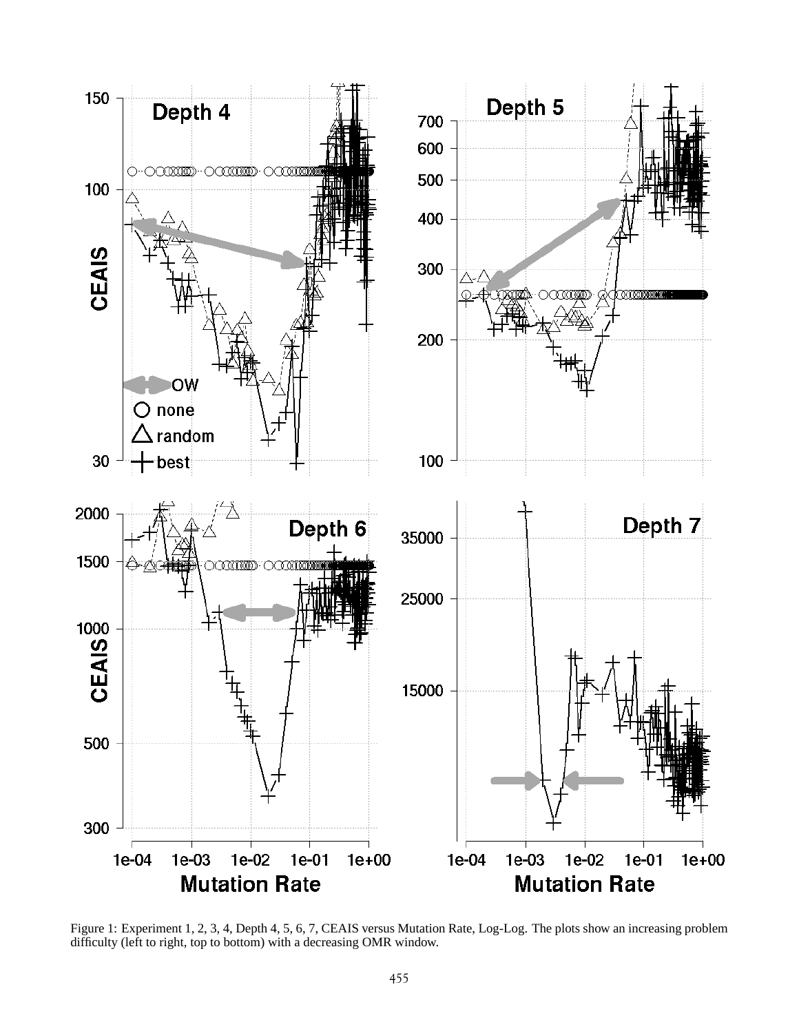Figure 1: Experiment 1, 2, 3, 4, Depth 4, 5, 6, 7, CEAIS versus Mutation Rate, Log-Log. The plots show an increasing problem difficulty (left to right, top to bottom) with a decreasing OMR window.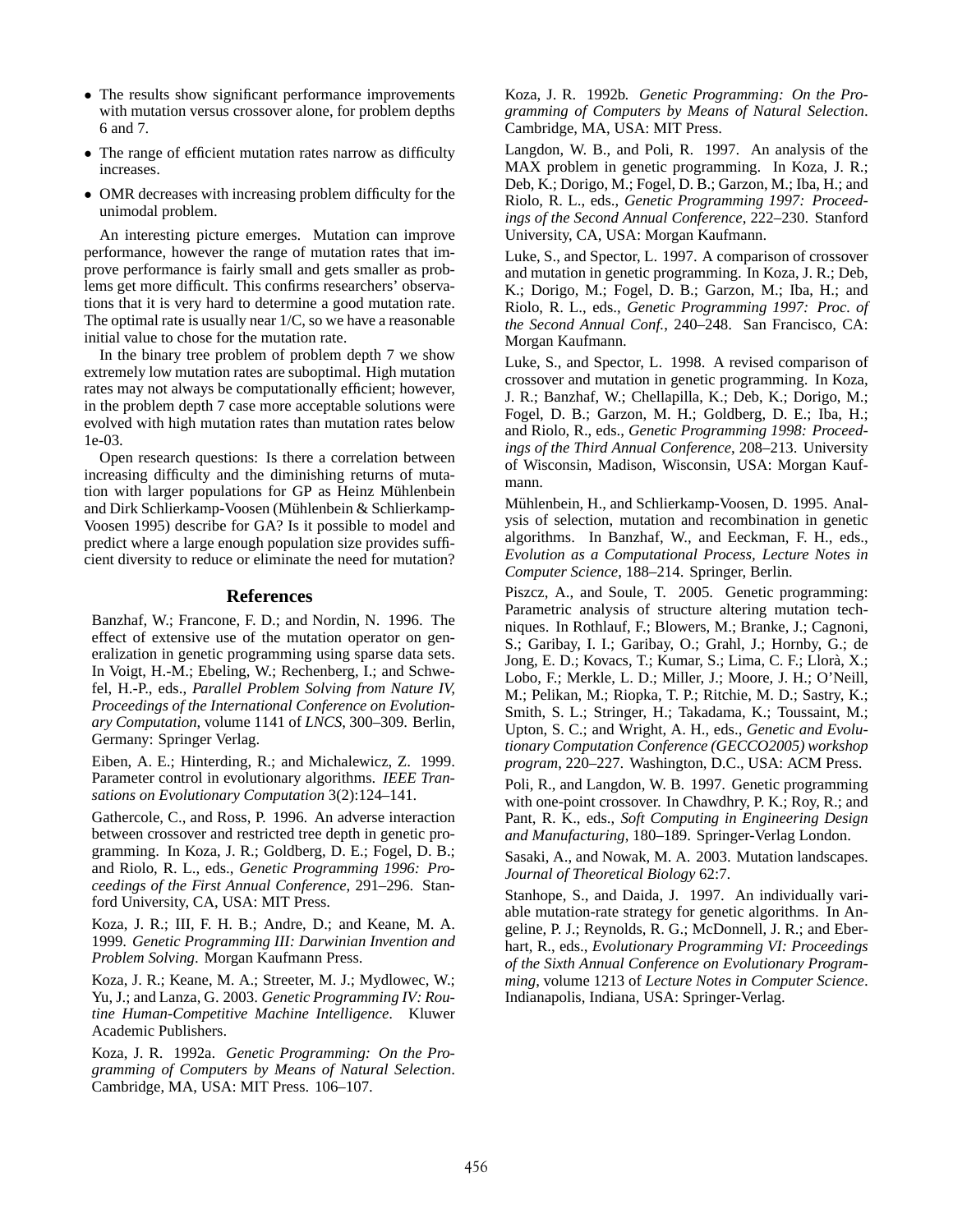- The results show significant performance improvements with mutation versus crossover alone, for problem depths 6 and 7.
- The range of efficient mutation rates narrow as difficulty increases.
- OMR decreases with increasing problem difficulty for the unimodal problem.

An interesting picture emerges. Mutation can improve performance, however the range of mutation rates that improve performance is fairly small and gets smaller as problems get more difficult. This confirms researchers' observations that it is very hard to determine a good mutation rate. The optimal rate is usually near 1/C, so we have a reasonable initial value to chose for the mutation rate.

In the binary tree problem of problem depth 7 we show extremely low mutation rates are suboptimal. High mutation rates may not always be computationally efficient; however, in the problem depth 7 case more acceptable solutions were evolved with high mutation rates than mutation rates below 1e-03.

Open research questions: Is there a correlation between increasing difficulty and the diminishing returns of mutation with larger populations for GP as Heinz Mühlenbein and Dirk Schlierkamp-Voosen (Mühlenbein & Schlierkamp-Voosen 1995) describe for GA? Is it possible to model and predict where a large enough population size provides sufficient diversity to reduce or eliminate the need for mutation?

## References

Banzhaf, W.; Francone, F. D.; and Nordin, N. 1996. The effect of extensive use of the mutation operator on generalization in genetic programming using sparse data sets. In Voigt, H.-M.; Ebeling, W.; Rechenberg, I.; and Schwefel, H.-P., eds., *Parallel Problem Solving from Nature IV, Proceedings of the International Conference on Evolutionary Computation*, volume 1141 of *LNCS*, 300–309. Berlin, Germany: Springer Verlag.

Eiben, A. E.; Hinterding, R.; and Michalewicz, Z. 1999. Parameter control in evolutionary algorithms. *IEEE Transations on Evolutionary Computation* 3(2):124–141.

Gathercole, C., and Ross, P. 1996. An adverse interaction between crossover and restricted tree depth in genetic programming. In Koza, J. R.; Goldberg, D. E.; Fogel, D. B.; and Riolo, R. L., eds., *Genetic Programming 1996: Proceedings of the First Annual Conference*, 291–296. Stanford University, CA, USA: MIT Press.

Koza, J. R.; III, F. H. B.; Andre, D.; and Keane, M. A. 1999. *Genetic Programming III: Darwinian Invention and Problem Solving*. Morgan Kaufmann Press.

Koza, J. R.; Keane, M. A.; Streeter, M. J.; Mydlowec, W.; Yu, J.; and Lanza, G. 2003. *Genetic Programming IV: Routine Human-Competitive Machine Intelligence*. Kluwer Academic Publishers.

Koza, J. R. 1992a. *Genetic Programming: On the Programming of Computers by Means of Natural Selection*. Cambridge, MA, USA: MIT Press. 106–107.

Koza, J. R. 1992b. *Genetic Programming: On the Programming of Computers by Means of Natural Selection*. Cambridge, MA, USA: MIT Press.

Langdon, W. B., and Poli, R. 1997. An analysis of the MAX problem in genetic programming. In Koza, J. R.; Deb, K.; Dorigo, M.; Fogel, D. B.; Garzon, M.; Iba, H.; and Riolo, R. L., eds., *Genetic Programming 1997: Proceedings of the Second Annual Conference*, 222–230. Stanford University, CA, USA: Morgan Kaufmann.

Luke, S., and Spector, L. 1997. A comparison of crossover and mutation in genetic programming. In Koza, J. R.; Deb, K.; Dorigo, M.; Fogel, D. B.; Garzon, M.; Iba, H.; and Riolo, R. L., eds., *Genetic Programming 1997: Proc. of the Second Annual Conf.*, 240–248. San Francisco, CA: Morgan Kaufmann.

Luke, S., and Spector, L. 1998. A revised comparison of crossover and mutation in genetic programming. In Koza, J. R.; Banzhaf, W.; Chellapilla, K.; Deb, K.; Dorigo, M.; Fogel, D. B.; Garzon, M. H.; Goldberg, D. E.; Iba, H.; and Riolo, R., eds., *Genetic Programming 1998: Proceedings of the Third Annual Conference*, 208–213. University of Wisconsin, Madison, Wisconsin, USA: Morgan Kaufmann.

Mühlenbein, H., and Schlierkamp-Voosen, D. 1995. Analysis of selection, mutation and recombination in genetic algorithms. In Banzhaf, W., and Eeckman, F. H., eds., *Evolution as a Computational Process, Lecture Notes in Computer Science*, 188–214. Springer, Berlin.

Piszcz, A., and Soule, T. 2005. Genetic programming: Parametric analysis of structure altering mutation techniques. In Rothlauf, F.; Blowers, M.; Branke, J.; Cagnoni, S.; Garibay, I. I.; Garibay, O.; Grahl, J.; Hornby, G.; de Jong, E. D.; Kovacs, T.; Kumar, S.; Lima, C. F.; Llorà, X.; Lobo, F.; Merkle, L. D.; Miller, J.; Moore, J. H.; O'Neill, M.; Pelikan, M.; Riopka, T. P.; Ritchie, M. D.; Sastry, K.; Smith, S. L.; Stringer, H.; Takadama, K.; Toussaint, M.; Upton, S. C.; and Wright, A. H., eds., *Genetic and Evolutionary Computation Conference (GECCO2005) workshop program*, 220–227. Washington, D.C., USA: ACM Press.

Poli, R., and Langdon, W. B. 1997. Genetic programming with one-point crossover. In Chawdhry, P. K.; Roy, R.; and Pant, R. K., eds., *Soft Computing in Engineering Design and Manufacturing*, 180–189. Springer-Verlag London.

Sasaki, A., and Nowak, M. A. 2003. Mutation landscapes. *Journal of Theoretical Biology* 62:7.

Stanhope, S., and Daida, J. 1997. An individually variable mutation-rate strategy for genetic algorithms. In Angeline, P. J.; Reynolds, R. G.; McDonnell, J. R.; and Eberhart, R., eds., *Evolutionary Programming VI: Proceedings of the Sixth Annual Conference on Evolutionary Programming*, volume 1213 of *Lecture Notes in Computer Science*. Indianapolis, Indiana, USA: Springer-Verlag.